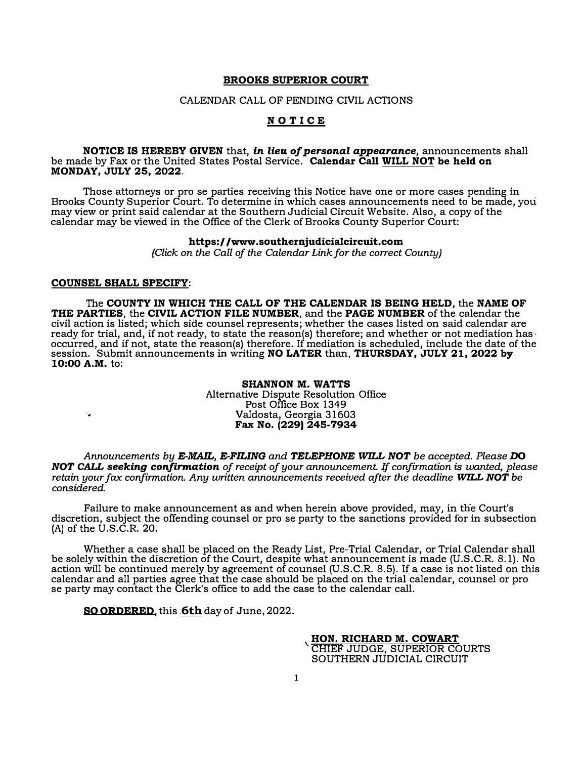**BROOKS SUPERIOR COURT**

CALENDAR CALL OF PENDING CIVIL ACTIONS

**N O T I C E**

**NOTICE IS HEREBY GIVEN** that, ***in lieu of personal appearance***, announcements shall be made by Fax or the United States Postal Service. **Calendar Call WILL NOT be held on MONDAY, JULY 25, 2022**.

Those attorneys or pro se parties receiving this Notice have one or more cases pending in Brooks County Superior Court. To determine in which cases announcements need to be made, you may view or print said calendar at the Southern Judicial Circuit Website. Also, a copy of the calendar may be viewed in the Office of the Clerk of Brooks County Superior Court:

**https://www.southernjudicialcircuit.com**
*(Click on the Call of the Calendar Link for the correct County)*

**COUNSEL SHALL SPECIFY**:

The **COUNTY IN WHICH THE CALL OF THE CALENDAR IS BEING HELD**, the **NAME OF THE PARTIES**, the **CIVIL ACTION FILE NUMBER**, and the **PAGE NUMBER** of the calendar the civil action is listed; which side counsel represents; whether the cases listed on said calendar are ready for trial, and, if not ready, to state the reason(s) therefore; and whether or not mediation has occurred, and if not, state the reason(s) therefore. If mediation is scheduled, include the date of the session. Submit announcements in writing **NO LATER** than, **THURSDAY, JULY 21, 2022 by 10:00 A.M.** to:

**SHANNON M. WATTS**
Alternative Dispute Resolution Office
Post Office Box 1349
Valdosta, Georgia 31603
**Fax No. (229) 245-7934**

*Announcements by **E-MAIL, E-FILING** and **TELEPHONE WILL NOT** be accepted. Please **DO NOT CALL seeking confirmation** of receipt of your announcement. If confirmation is wanted, please retain your fax confirmation. Any written announcements received after the deadline **WILL NOT** be considered.*

Failure to make announcement as and when herein above provided, may, in the Court's discretion, subject the offending counsel or pro se party to the sanctions provided for in subsection (A) of the U.S.C.R. 20.

Whether a case shall be placed on the Ready List, Pre-Trial Calendar, or Trial Calendar shall be solely within the discretion of the Court, despite what announcement is made (U.S.C.R. 8.1). No action will be continued merely by agreement of counsel (U.S.C.R. 8.5). If a case is not listed on this calendar and all parties agree that the case should be placed on the trial calendar, counsel or pro se party may contact the Clerk's office to add the case to the calendar call.

**SO ORDERED**, this **6th** day of June, 2022.

**HON. RICHARD M. COWART**
CHIEF JUDGE, SUPERIOR COURTS
SOUTHERN JUDICIAL CIRCUIT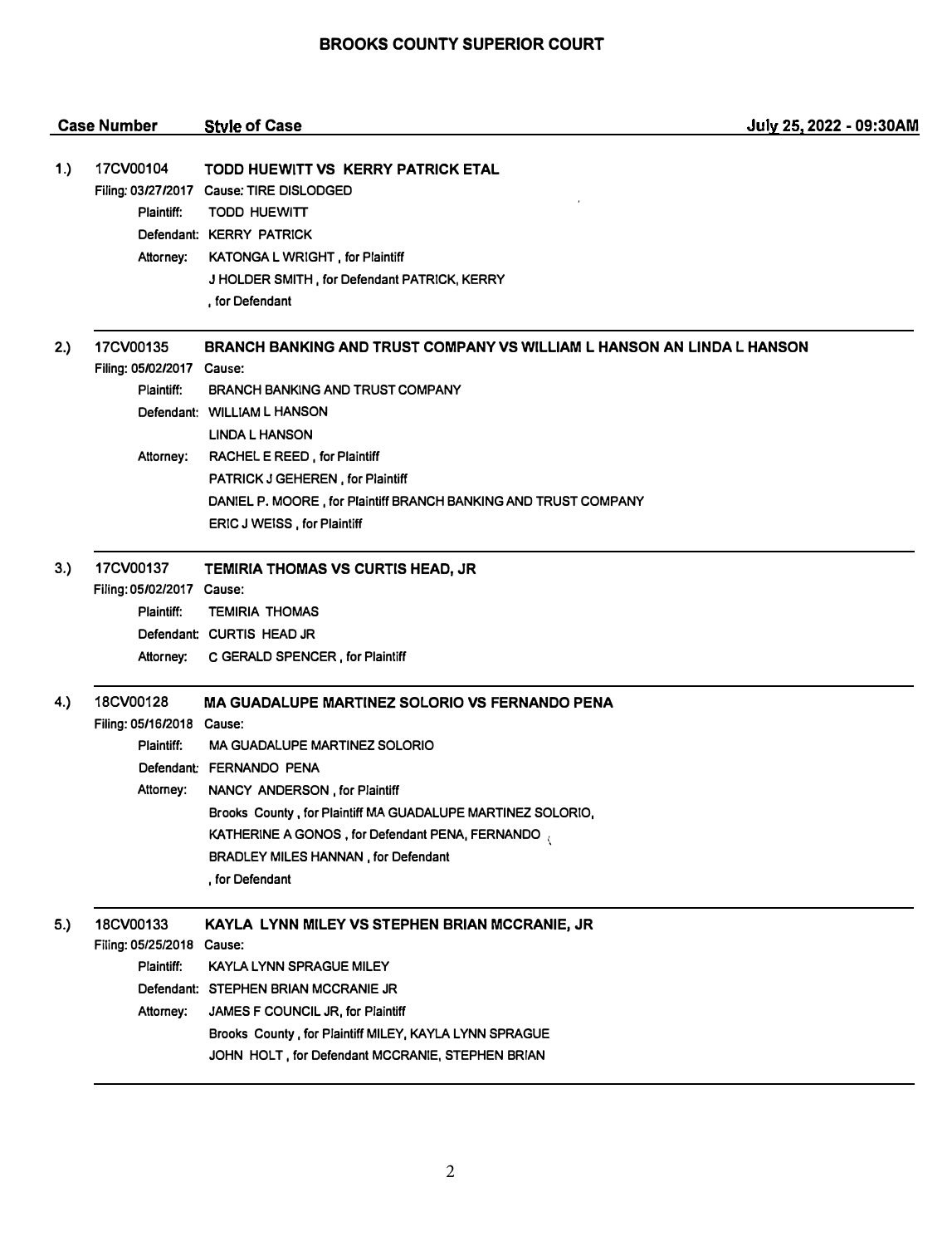# BROOKS COUNTY SUPERIOR COURT

| Case Number | Style of Case | July 25, 2022 - 09:30AM |
|---|---|---|

**1.) 17CV00104 — TODD HUEWITT VS KERRY PATRICK ETAL**

Filing: 03/27/2017 Cause: TIRE DISLODGED

- Plaintiff: TODD HUEWITT
- Defendant: KERRY PATRICK
- Attorney: KATONGA L WRIGHT , for Plaintiff
  - J HOLDER SMITH , for Defendant PATRICK, KERRY
  - , for Defendant

---

**2.) 17CV00135 — BRANCH BANKING AND TRUST COMPANY VS WILLIAM L HANSON AN LINDA L HANSON**

Filing: 05/02/2017 Cause:

- Plaintiff: BRANCH BANKING AND TRUST COMPANY
- Defendant: WILLIAM L HANSON
  - LINDA L HANSON
- Attorney: RACHEL E REED , for Plaintiff
  - PATRICK J GEHEREN , for Plaintiff
  - DANIEL P. MOORE , for Plaintiff BRANCH BANKING AND TRUST COMPANY
  - ERIC J WEISS , for Plaintiff

---

**3.) 17CV00137 — TEMIRIA THOMAS VS CURTIS HEAD, JR**

Filing: 05/02/2017 Cause:

- Plaintiff: TEMIRIA THOMAS
- Defendant: CURTIS HEAD JR
- Attorney: C GERALD SPENCER , for Plaintiff

---

**4.) 18CV00128 — MA GUADALUPE MARTINEZ SOLORIO VS FERNANDO PENA**

Filing: 05/16/2018 Cause:

- Plaintiff: MA GUADALUPE MARTINEZ SOLORIO
- Defendant: FERNANDO PENA
- Attorney: NANCY ANDERSON , for Plaintiff
  - Brooks County , for Plaintiff MA GUADALUPE MARTINEZ SOLORIO,
  - KATHERINE A GONOS , for Defendant PENA, FERNANDO
  - BRADLEY MILES HANNAN , for Defendant
  - , for Defendant

---

**5.) 18CV00133 — KAYLA LYNN MILEY VS STEPHEN BRIAN MCCRANIE, JR**

Filing: 05/25/2018 Cause:

- Plaintiff: KAYLA LYNN SPRAGUE MILEY
- Defendant: STEPHEN BRIAN MCCRANIE JR
- Attorney: JAMES F COUNCIL JR, for Plaintiff
  - Brooks County , for Plaintiff MILEY, KAYLA LYNN SPRAGUE
  - JOHN HOLT , for Defendant MCCRANIE, STEPHEN BRIAN

---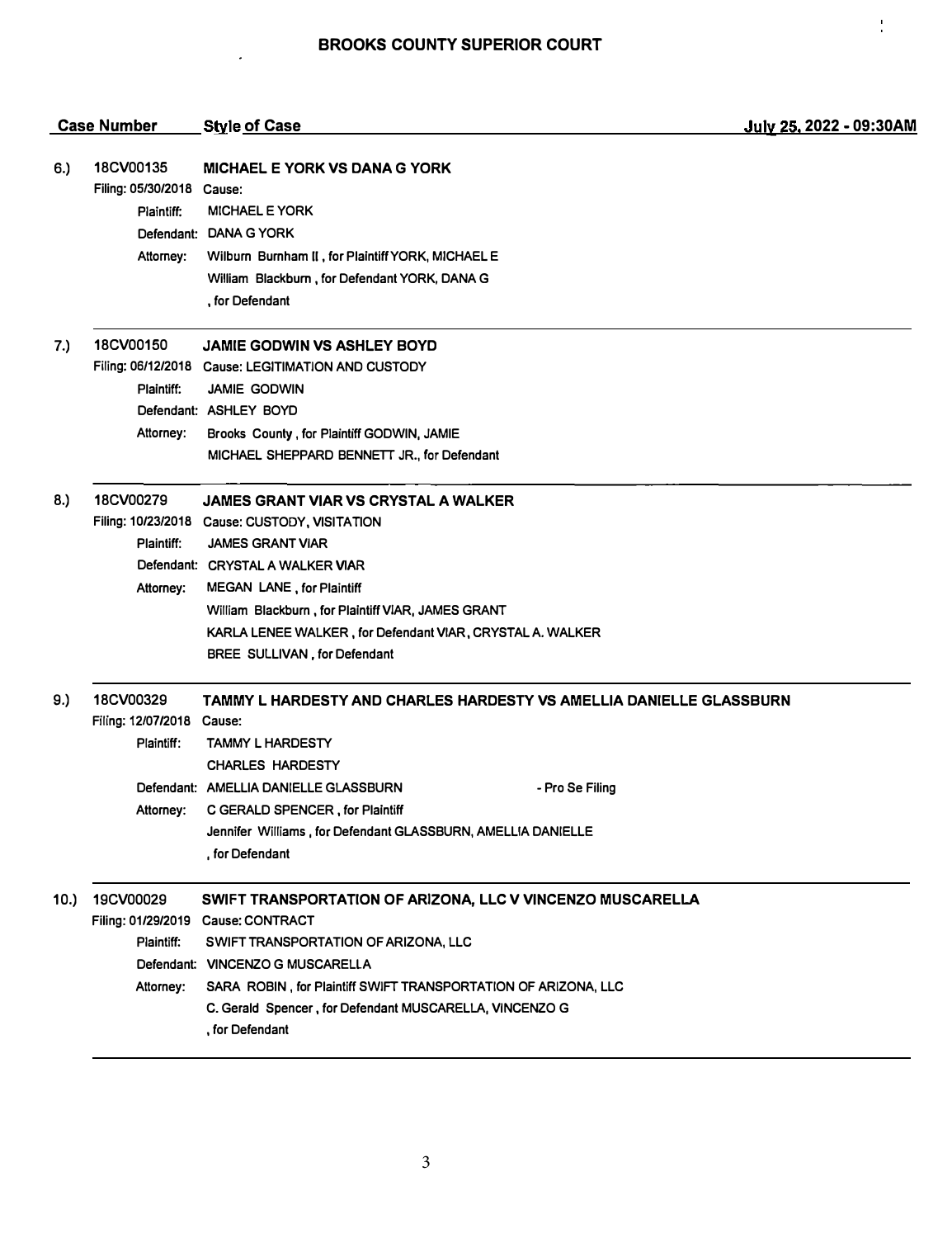# BROOKS COUNTY SUPERIOR COURT

**Case Number** | **Style of Case** | **July 25, 2022 - 09:30AM**

---

**6.) 18CV00135** — **MICHAEL E YORK VS DANA G YORK**

Filing: 05/30/2018 Cause:

Plaintiff: MICHAEL E YORK

Defendant: DANA G YORK

Attorney: Wilburn Burnham II , for Plaintiff YORK, MICHAEL E
William Blackburn , for Defendant YORK, DANA G
, for Defendant

---

**7.) 18CV00150** — **JAMIE GODWIN VS ASHLEY BOYD**

Filing: 06/12/2018 Cause: LEGITIMATION AND CUSTODY

Plaintiff: JAMIE GODWIN

Defendant: ASHLEY BOYD

Attorney: Brooks County , for Plaintiff GODWIN, JAMIE
MICHAEL SHEPPARD BENNETT JR., for Defendant

---

**8.) 18CV00279** — **JAMES GRANT VIAR VS CRYSTAL A WALKER**

Filing: 10/23/2018 Cause: CUSTODY, VISITATION

Plaintiff: JAMES GRANT VIAR

Defendant: CRYSTAL A WALKER VIAR

Attorney: MEGAN LANE , for Plaintiff
William Blackburn , for Plaintiff VIAR, JAMES GRANT
KARLA LENEE WALKER , for Defendant VIAR, CRYSTAL A. WALKER
BREE SULLIVAN , for Defendant

---

**9.) 18CV00329** — **TAMMY L HARDESTY AND CHARLES HARDESTY VS AMELLIA DANIELLE GLASSBURN**

Filing: 12/07/2018 Cause:

Plaintiff: TAMMY L HARDESTY
CHARLES HARDESTY

Defendant: AMELLIA DANIELLE GLASSBURN - Pro Se Filing

Attorney: C GERALD SPENCER , for Plaintiff
Jennifer Williams , for Defendant GLASSBURN, AMELLIA DANIELLE
, for Defendant

---

**10.) 19CV00029** — **SWIFT TRANSPORTATION OF ARIZONA, LLC V VINCENZO MUSCARELLA**

Filing: 01/29/2019 Cause: CONTRACT

Plaintiff: SWIFT TRANSPORTATION OF ARIZONA, LLC

Defendant: VINCENZO G MUSCARELLA

Attorney: SARA ROBIN , for Plaintiff SWIFT TRANSPORTATION OF ARIZONA, LLC
C. Gerald Spencer , for Defendant MUSCARELLA, VINCENZO G
, for Defendant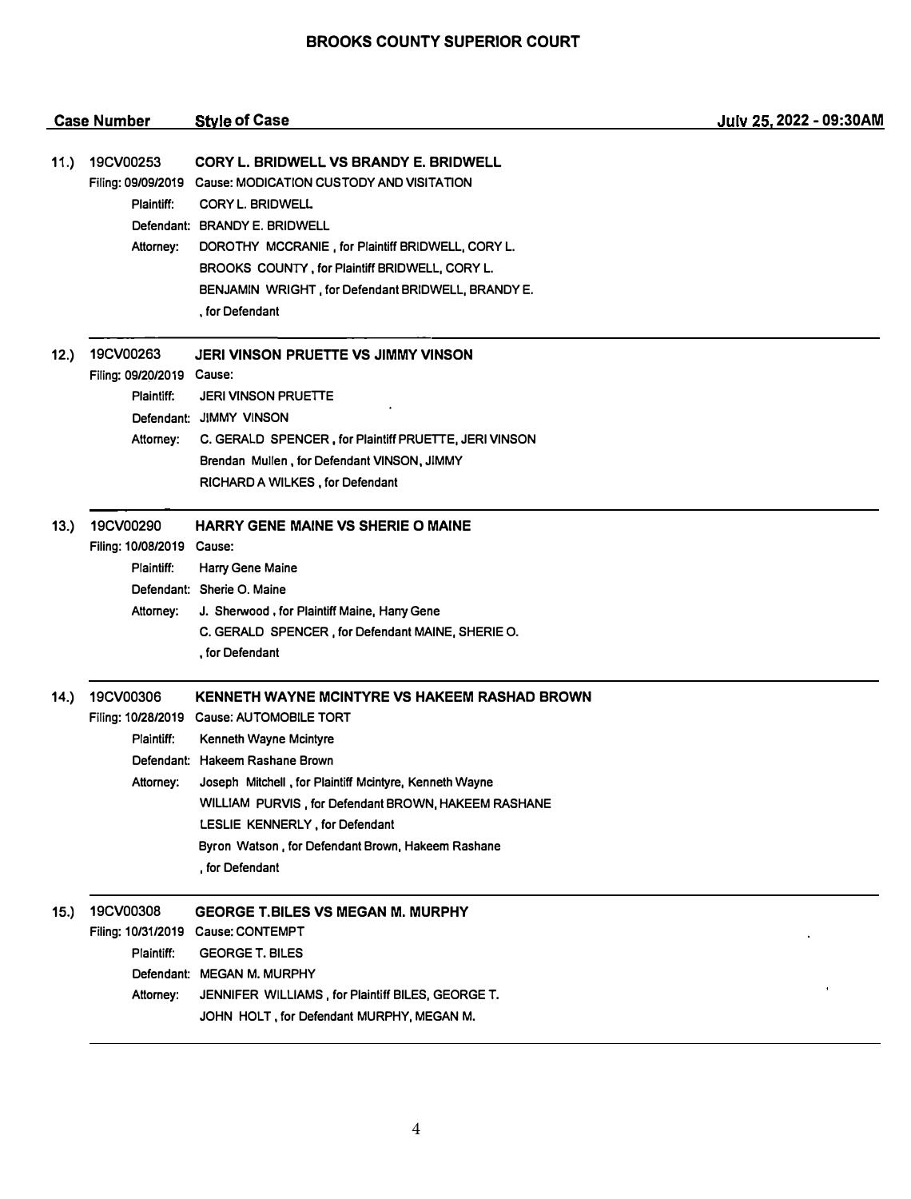**BROOKS COUNTY SUPERIOR COURT**

| | Case Number | Style of Case | July 25, 2022 - 09:30AM |
|---|---|---|---|

**11.) 19CV00253 — CORY L. BRIDWELL VS BRANDY E. BRIDWELL**

Filing: 09/09/2019 Cause: MODICATION CUSTODY AND VISITATION

- Plaintiff: CORY L. BRIDWELL
- Defendant: BRANDY E. BRIDWELL
- Attorney: DOROTHY MCCRANIE , for Plaintiff BRIDWELL, CORY L.
  - BROOKS COUNTY , for Plaintiff BRIDWELL, CORY L.
  - BENJAMIN WRIGHT , for Defendant BRIDWELL, BRANDY E.
  - , for Defendant

---

**12.) 19CV00263 — JERI VINSON PRUETTE VS JIMMY VINSON**

Filing: 09/20/2019 Cause:

- Plaintiff: JERI VINSON PRUETTE
- Defendant: JIMMY VINSON
- Attorney: C. GERALD SPENCER , for Plaintiff PRUETTE, JERI VINSON
  - Brendan Mullen , for Defendant VINSON, JIMMY
  - RICHARD A WILKES , for Defendant

---

**13.) 19CV00290 — HARRY GENE MAINE VS SHERIE O MAINE**

Filing: 10/08/2019 Cause:

- Plaintiff: Harry Gene Maine
- Defendant: Sherie O. Maine
- Attorney: J. Sherwood , for Plaintiff Maine, Harry Gene
  - C. GERALD SPENCER , for Defendant MAINE, SHERIE O.
  - , for Defendant

---

**14.) 19CV00306 — KENNETH WAYNE MCINTYRE VS HAKEEM RASHAD BROWN**

Filing: 10/28/2019 Cause: AUTOMOBILE TORT

- Plaintiff: Kenneth Wayne Mcintyre
- Defendant: Hakeem Rashane Brown
- Attorney: Joseph Mitchell , for Plaintiff Mcintyre, Kenneth Wayne
  - WILLIAM PURVIS , for Defendant BROWN, HAKEEM RASHANE
  - LESLIE KENNERLY , for Defendant
  - Byron Watson , for Defendant Brown, Hakeem Rashane
  - , for Defendant

---

**15.) 19CV00308 — GEORGE T.BILES VS MEGAN M. MURPHY**

Filing: 10/31/2019 Cause: CONTEMPT

- Plaintiff: GEORGE T. BILES
- Defendant: MEGAN M. MURPHY
- Attorney: JENNIFER WILLIAMS , for Plaintiff BILES, GEORGE T.
  - JOHN HOLT , for Defendant MURPHY, MEGAN M.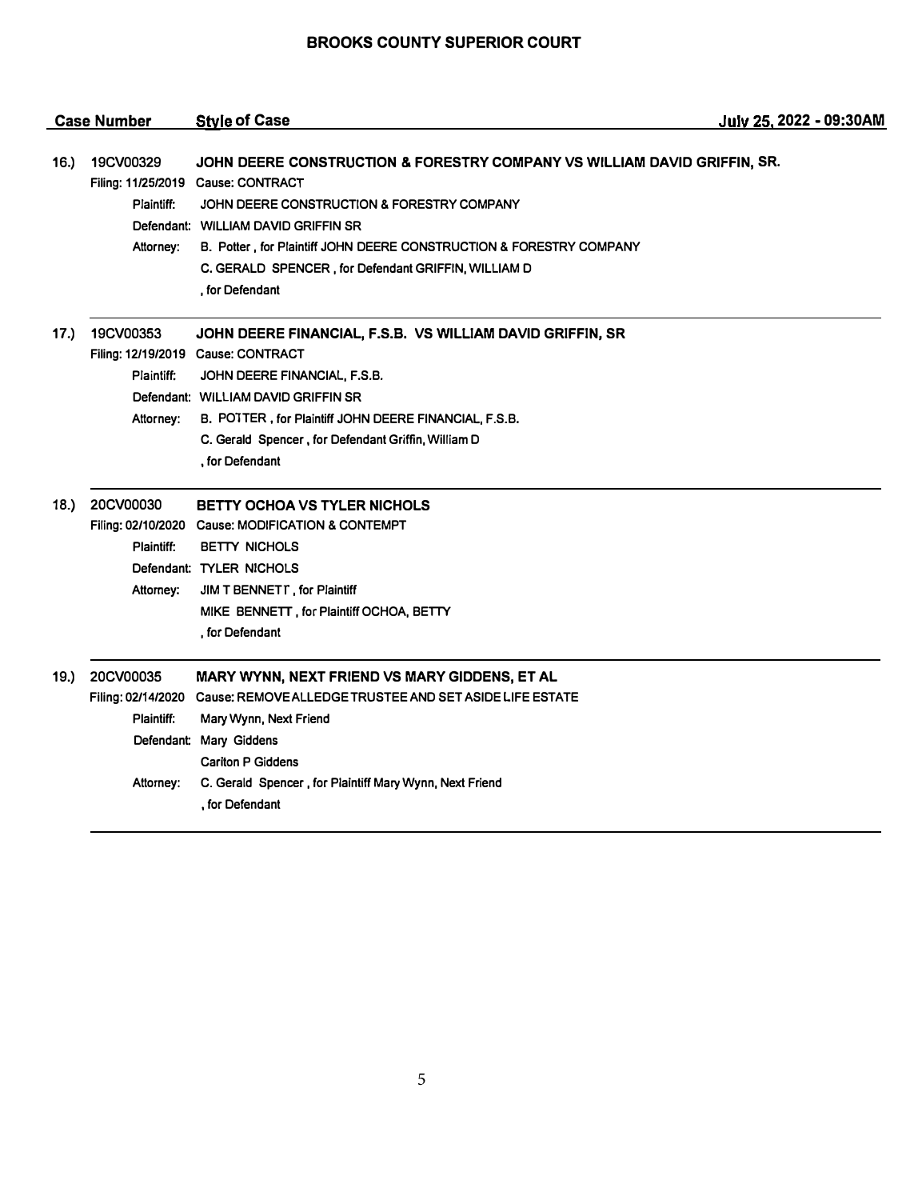# BROOKS COUNTY SUPERIOR COURT

| Case Number | Style of Case | July 25, 2022 - 09:30AM |
|---|---|---|

**16.) 19CV00329** — **JOHN DEERE CONSTRUCTION & FORESTRY COMPANY VS WILLIAM DAVID GRIFFIN, SR.**

Filing: 11/25/2019 Cause: CONTRACT

Plaintiff: JOHN DEERE CONSTRUCTION & FORESTRY COMPANY

Defendant: WILLIAM DAVID GRIFFIN SR

Attorney: B. Potter , for Plaintiff JOHN DEERE CONSTRUCTION & FORESTRY COMPANY
C. GERALD SPENCER , for Defendant GRIFFIN, WILLIAM D
, for Defendant

---

**17.) 19CV00353** — **JOHN DEERE FINANCIAL, F.S.B. VS WILLIAM DAVID GRIFFIN, SR**

Filing: 12/19/2019 Cause: CONTRACT

Plaintiff: JOHN DEERE FINANCIAL, F.S.B.

Defendant: WILLIAM DAVID GRIFFIN SR

Attorney: B. POTTER , for Plaintiff JOHN DEERE FINANCIAL, F.S.B.
C. Gerald Spencer , for Defendant Griffin, William D
, for Defendant

---

**18.) 20CV00030** — **BETTY OCHOA VS TYLER NICHOLS**

Filing: 02/10/2020 Cause: MODIFICATION & CONTEMPT

Plaintiff: BETTY NICHOLS

Defendant: TYLER NICHOLS

Attorney: JIM T BENNETT , for Plaintiff
MIKE BENNETT , for Plaintiff OCHOA, BETTY
, for Defendant

---

**19.) 20CV00035** — **MARY WYNN, NEXT FRIEND VS MARY GIDDENS, ET AL**

Filing: 02/14/2020 Cause: REMOVE ALLEDGE TRUSTEE AND SET ASIDE LIFE ESTATE

Plaintiff: Mary Wynn, Next Friend

Defendant: Mary Giddens
Carlton P Giddens

Attorney: C. Gerald Spencer , for Plaintiff Mary Wynn, Next Friend
, for Defendant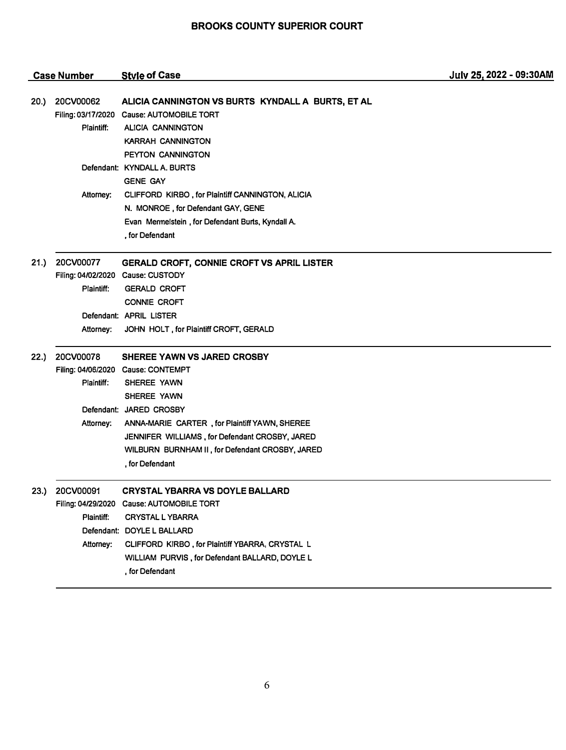# BROOKS COUNTY SUPERIOR COURT

| Case Number | Style of Case | July 25, 2022 - 09:30AM |
|---|---|---|

**20.) 20CV00062** — **ALICIA CANNINGTON VS BURTS KYNDALL A BURTS, ET AL**

Filing: 03/17/2020 Cause: AUTOMOBILE TORT

Plaintiff: ALICIA CANNINGTON
KARRAH CANNINGTON
PEYTON CANNINGTON

Defendant: KYNDALL A. BURTS
GENE GAY

Attorney: CLIFFORD KIRBO , for Plaintiff CANNINGTON, ALICIA
N. MONROE , for Defendant GAY, GENE
Evan Mermelstein , for Defendant Burts, Kyndall A.
, for Defendant

---

**21.) 20CV00077** — **GERALD CROFT, CONNIE CROFT VS APRIL LISTER**

Filing: 04/02/2020 Cause: CUSTODY

Plaintiff: GERALD CROFT
CONNIE CROFT

Defendant: APRIL LISTER

Attorney: JOHN HOLT , for Plaintiff CROFT, GERALD

---

**22.) 20CV00078** — **SHEREE YAWN VS JARED CROSBY**

Filing: 04/06/2020 Cause: CONTEMPT

Plaintiff: SHEREE YAWN
SHEREE YAWN

Defendant: JARED CROSBY

Attorney: ANNA-MARIE CARTER , for Plaintiff YAWN, SHEREE
JENNIFER WILLIAMS , for Defendant CROSBY, JARED
WILBURN BURNHAM II , for Defendant CROSBY, JARED
, for Defendant

---

**23.) 20CV00091** — **CRYSTAL YBARRA VS DOYLE BALLARD**

Filing: 04/29/2020 Cause: AUTOMOBILE TORT

Plaintiff: CRYSTAL L YBARRA

Defendant: DOYLE L BALLARD

Attorney: CLIFFORD KIRBO , for Plaintiff YBARRA, CRYSTAL L
WILLIAM PURVIS , for Defendant BALLARD, DOYLE L
, for Defendant

---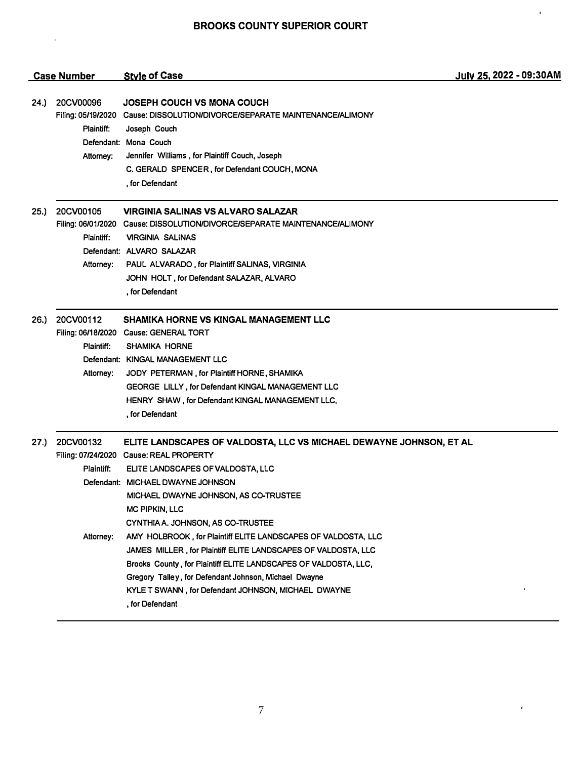# BROOKS COUNTY SUPERIOR COURT

| Case Number | Style of Case | July 25, 2022 - 09:30AM |
|---|---|---|

**24.)** 20CV00096 **JOSEPH COUCH VS MONA COUCH**

Filing: 05/19/2020 Cause: DISSOLUTION/DIVORCE/SEPARATE MAINTENANCE/ALIMONY

Plaintiff: Joseph Couch

Defendant: Mona Couch

Attorney: Jennifer Williams , for Plaintiff Couch, Joseph

C. GERALD SPENCER , for Defendant COUCH, MONA

, for Defendant

---

**25.)** 20CV00105 **VIRGINIA SALINAS VS ALVARO SALAZAR**

Filing: 06/01/2020 Cause: DISSOLUTION/DIVORCE/SEPARATE MAINTENANCE/ALIMONY

Plaintiff: VIRGINIA SALINAS

Defendant: ALVARO SALAZAR

Attorney: PAUL ALVARADO , for Plaintiff SALINAS, VIRGINIA

JOHN HOLT , for Defendant SALAZAR, ALVARO

, for Defendant

---

**26.)** 20CV00112 **SHAMIKA HORNE VS KINGAL MANAGEMENT LLC**

Filing: 06/18/2020 Cause: GENERAL TORT

Plaintiff: SHAMIKA HORNE

Defendant: KINGAL MANAGEMENT LLC

Attorney: JODY PETERMAN , for Plaintiff HORNE, SHAMIKA

GEORGE LILLY , for Defendant KINGAL MANAGEMENT LLC

HENRY SHAW , for Defendant KINGAL MANAGEMENT LLC,

, for Defendant

---

**27.)** 20CV00132 **ELITE LANDSCAPES OF VALDOSTA, LLC VS MICHAEL DEWAYNE JOHNSON, ET AL**

Filing: 07/24/2020 Cause: REAL PROPERTY

Plaintiff: ELITE LANDSCAPES OF VALDOSTA, LLC

Defendant: MICHAEL DWAYNE JOHNSON

MICHAEL DWAYNE JOHNSON, AS CO-TRUSTEE

MC PIPKIN, LLC

CYNTHIA A. JOHNSON, AS CO-TRUSTEE

Attorney: AMY HOLBROOK , for Plaintiff ELITE LANDSCAPES OF VALDOSTA, LLC

JAMES MILLER , for Plaintiff ELITE LANDSCAPES OF VALDOSTA, LLC

Brooks County , for Plaintiff ELITE LANDSCAPES OF VALDOSTA, LLC,

Gregory Talley , for Defendant Johnson, Michael Dwayne

KYLE T SWANN , for Defendant JOHNSON, MICHAEL DWAYNE

, for Defendant

---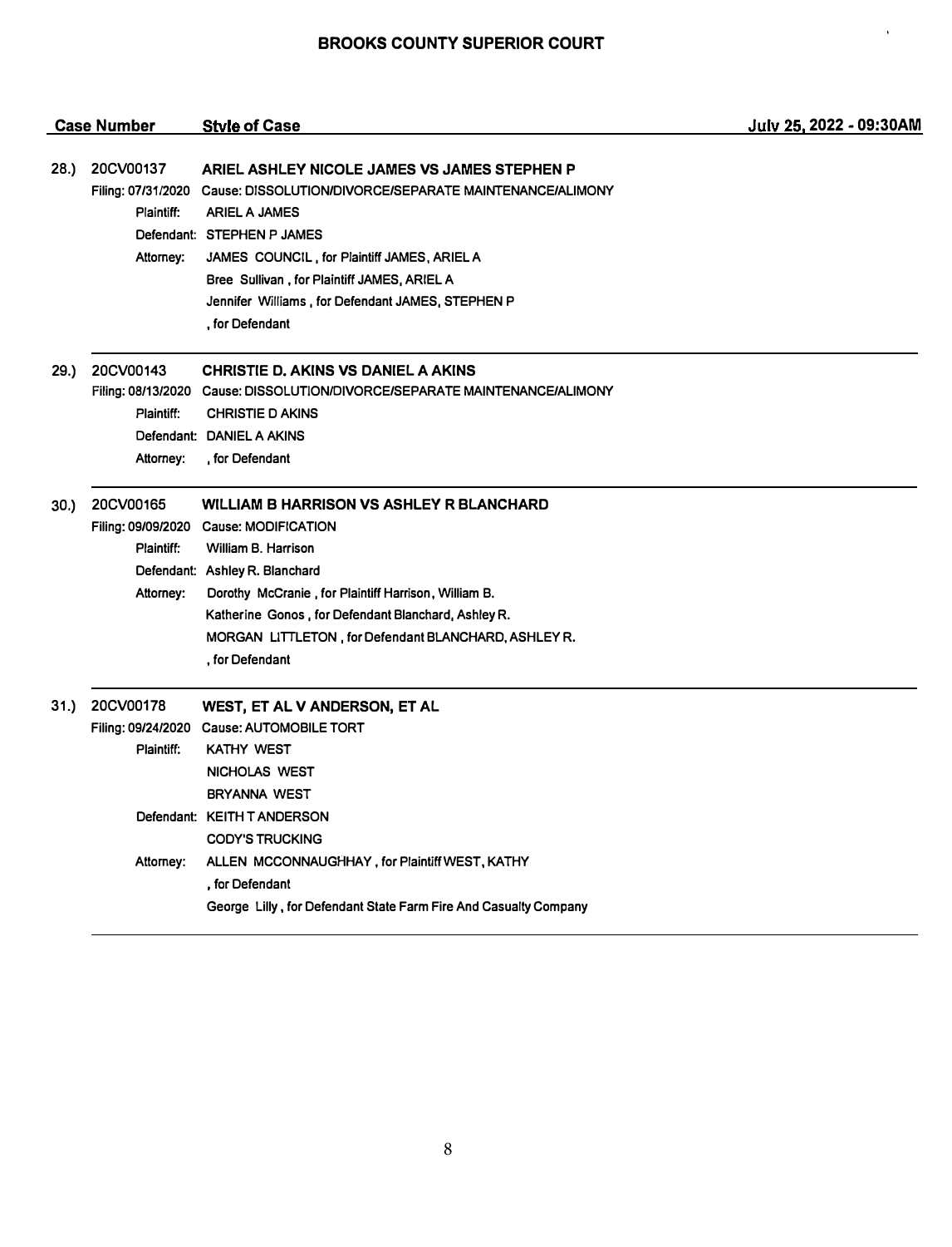# BROOKS COUNTY SUPERIOR COURT

**Case Number** | **Style of Case** | **July 25, 2022 - 09:30AM**

---

**28.) 20CV00137 — ARIEL ASHLEY NICOLE JAMES VS JAMES STEPHEN P**

Filing: 07/31/2020 Cause: DISSOLUTION/DIVORCE/SEPARATE MAINTENANCE/ALIMONY

Plaintiff: ARIEL A JAMES

Defendant: STEPHEN P JAMES

Attorney: JAMES COUNCIL , for Plaintiff JAMES, ARIEL A
Bree Sullivan , for Plaintiff JAMES, ARIEL A
Jennifer Williams , for Defendant JAMES, STEPHEN P
, for Defendant

---

**29.) 20CV00143 — CHRISTIE D. AKINS VS DANIEL A AKINS**

Filing: 08/13/2020 Cause: DISSOLUTION/DIVORCE/SEPARATE MAINTENANCE/ALIMONY

Plaintiff: CHRISTIE D AKINS

Defendant: DANIEL A AKINS

Attorney: , for Defendant

---

**30.) 20CV00165 — WILLIAM B HARRISON VS ASHLEY R BLANCHARD**

Filing: 09/09/2020 Cause: MODIFICATION

Plaintiff: William B. Harrison

Defendant: Ashley R. Blanchard

Attorney: Dorothy McCranie , for Plaintiff Harrison, William B.
Katherine Gonos , for Defendant Blanchard, Ashley R.
MORGAN LITTLETON , for Defendant BLANCHARD, ASHLEY R.
, for Defendant

---

**31.) 20CV00178 — WEST, ET AL V ANDERSON, ET AL**

Filing: 09/24/2020 Cause: AUTOMOBILE TORT

Plaintiff: KATHY WEST
NICHOLAS WEST
BRYANNA WEST

Defendant: KEITH T ANDERSON
CODY'S TRUCKING

Attorney: ALLEN MCCONNAUGHHAY , for Plaintiff WEST, KATHY
, for Defendant
George Lilly , for Defendant State Farm Fire And Casualty Company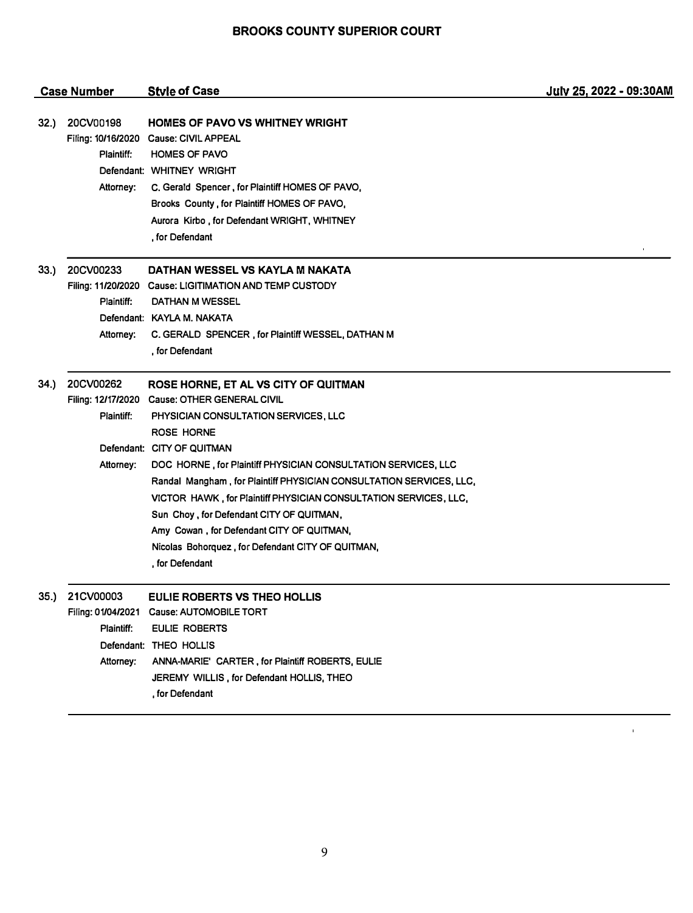# BROOKS COUNTY SUPERIOR COURT

| Case Number | Style of Case | July 25, 2022 - 09:30AM |
|---|---|---|

**32.) 20CV00198 — HOMES OF PAVO VS WHITNEY WRIGHT**

Filing: 10/16/2020 Cause: CIVIL APPEAL

Plaintiff: HOMES OF PAVO

Defendant: WHITNEY WRIGHT

Attorney: C. Gerald Spencer , for Plaintiff HOMES OF PAVO,
Brooks County , for Plaintiff HOMES OF PAVO,
Aurora Kirbo , for Defendant WRIGHT, WHITNEY
, for Defendant

---

**33.) 20CV00233 — DATHAN WESSEL VS KAYLA M NAKATA**

Filing: 11/20/2020 Cause: LIGITIMATION AND TEMP CUSTODY

Plaintiff: DATHAN M WESSEL

Defendant: KAYLA M. NAKATA

Attorney: C. GERALD SPENCER , for Plaintiff WESSEL, DATHAN M
, for Defendant

---

**34.) 20CV00262 — ROSE HORNE, ET AL VS CITY OF QUITMAN**

Filing: 12/17/2020 Cause: OTHER GENERAL CIVIL

Plaintiff: PHYSICIAN CONSULTATION SERVICES, LLC
ROSE HORNE

Defendant: CITY OF QUITMAN

Attorney: DOC HORNE , for Plaintiff PHYSICIAN CONSULTATION SERVICES, LLC
Randal Mangham , for Plaintiff PHYSICIAN CONSULTATION SERVICES, LLC,
VICTOR HAWK , for Plaintiff PHYSICIAN CONSULTATION SERVICES, LLC,
Sun Choy , for Defendant CITY OF QUITMAN,
Amy Cowan , for Defendant CITY OF QUITMAN,
Nicolas Bohorquez , for Defendant CITY OF QUITMAN,
, for Defendant

---

**35.) 21CV00003 — EULIE ROBERTS VS THEO HOLLIS**

Filing: 01/04/2021 Cause: AUTOMOBILE TORT

Plaintiff: EULIE ROBERTS

Defendant: THEO HOLLIS

Attorney: ANNA-MARIE' CARTER , for Plaintiff ROBERTS, EULIE
JEREMY WILLIS , for Defendant HOLLIS, THEO
, for Defendant

---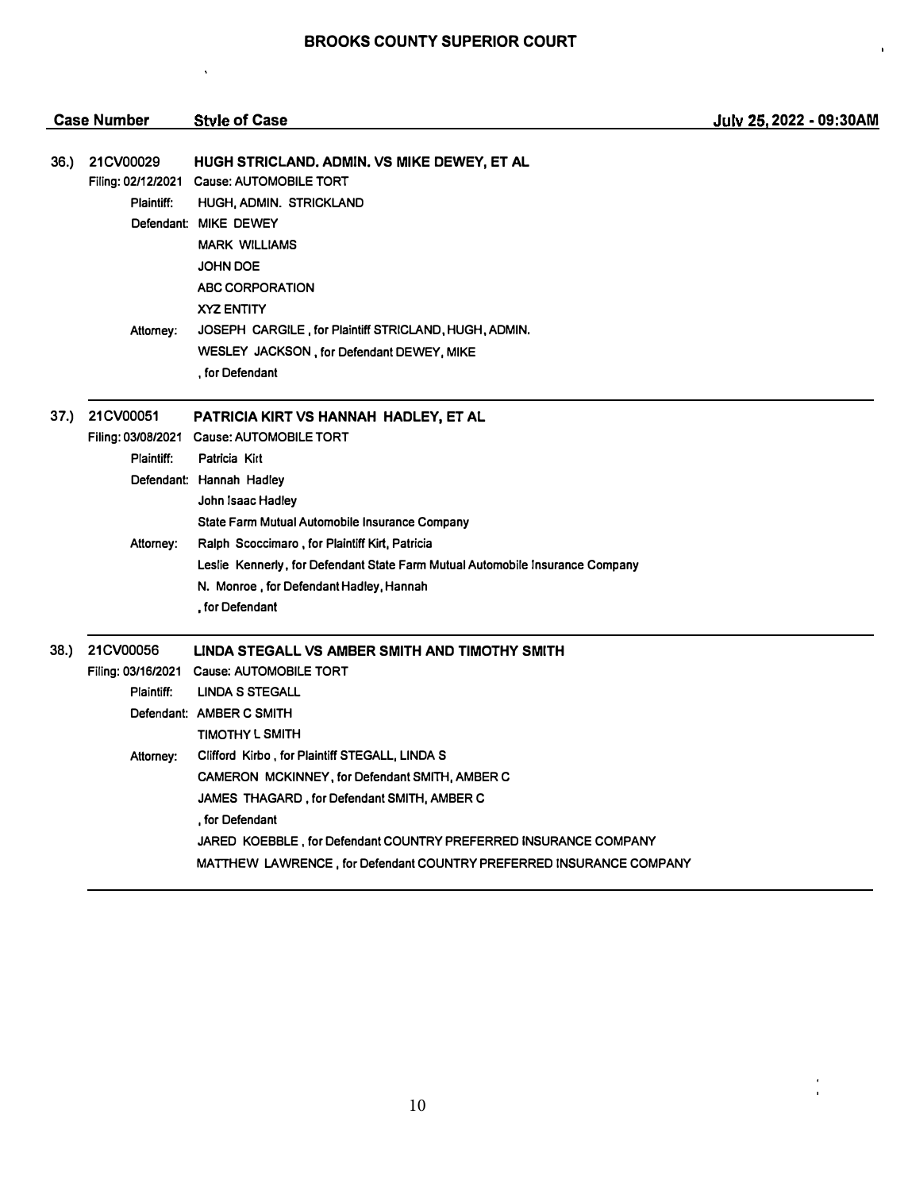# BROOKS COUNTY SUPERIOR COURT

| Case Number | Style of Case | July 25, 2022 - 09:30AM |
|---|---|---|

**36.) 21CV00029** — **HUGH STRICLAND. ADMIN. VS MIKE DEWEY, ET AL**

Filing: 02/12/2021 Cause: AUTOMOBILE TORT

Plaintiff: HUGH, ADMIN. STRICKLAND

Defendant: MIKE DEWEY
MARK WILLIAMS
JOHN DOE
ABC CORPORATION
XYZ ENTITY

Attorney: JOSEPH CARGILE , for Plaintiff STRICLAND, HUGH, ADMIN.
WESLEY JACKSON , for Defendant DEWEY, MIKE
, for Defendant

---

**37.) 21CV00051** — **PATRICIA KIRT VS HANNAH HADLEY, ET AL**

Filing: 03/08/2021 Cause: AUTOMOBILE TORT

Plaintiff: Patricia Kirt

Defendant: Hannah Hadley
John Isaac Hadley
State Farm Mutual Automobile Insurance Company

Attorney: Ralph Scoccimaro , for Plaintiff Kirt, Patricia
Leslie Kennerly, for Defendant State Farm Mutual Automobile Insurance Company
N. Monroe , for Defendant Hadley, Hannah
, for Defendant

---

**38.) 21CV00056** — **LINDA STEGALL VS AMBER SMITH AND TIMOTHY SMITH**

Filing: 03/16/2021 Cause: AUTOMOBILE TORT

Plaintiff: LINDA S STEGALL

Defendant: AMBER C SMITH
TIMOTHY L SMITH

Attorney: Clifford Kirbo , for Plaintiff STEGALL, LINDA S
CAMERON MCKINNEY, for Defendant SMITH, AMBER C
JAMES THAGARD , for Defendant SMITH, AMBER C
, for Defendant
JARED KOEBBLE , for Defendant COUNTRY PREFERRED INSURANCE COMPANY
MATTHEW LAWRENCE , for Defendant COUNTRY PREFERRED INSURANCE COMPANY

---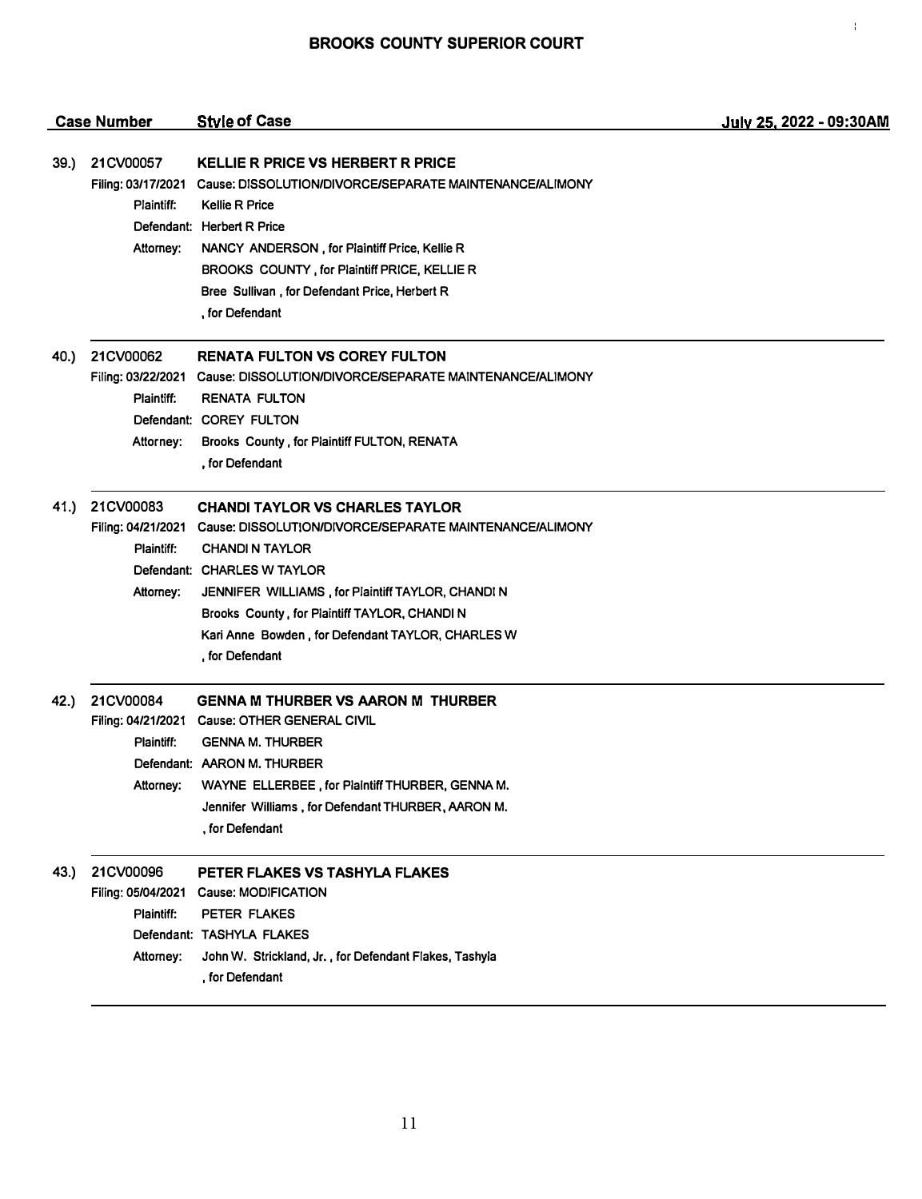## BROOKS COUNTY SUPERIOR COURT

| Case Number | Style of Case | July 25, 2022 - 09:30AM |
|---|---|---|

**39.) 21CV00057 KELLIE R PRICE VS HERBERT R PRICE**

Filing: 03/17/2021 Cause: DISSOLUTION/DIVORCE/SEPARATE MAINTENANCE/ALIMONY
Plaintiff: Kellie R Price
Defendant: Herbert R Price
Attorney: NANCY ANDERSON , for Plaintiff Price, Kellie R
BROOKS COUNTY , for Plaintiff PRICE, KELLIE R
Bree Sullivan , for Defendant Price, Herbert R
, for Defendant

---

**40.) 21CV00062 RENATA FULTON VS COREY FULTON**

Filing: 03/22/2021 Cause: DISSOLUTION/DIVORCE/SEPARATE MAINTENANCE/ALIMONY
Plaintiff: RENATA FULTON
Defendant: COREY FULTON
Attorney: Brooks County , for Plaintiff FULTON, RENATA
, for Defendant

---

**41.) 21CV00083 CHANDI TAYLOR VS CHARLES TAYLOR**

Filing: 04/21/2021 Cause: DISSOLUTION/DIVORCE/SEPARATE MAINTENANCE/ALIMONY
Plaintiff: CHANDI N TAYLOR
Defendant: CHARLES W TAYLOR
Attorney: JENNIFER WILLIAMS , for Plaintiff TAYLOR, CHANDI N
Brooks County , for Plaintiff TAYLOR, CHANDI N
Kari Anne Bowden , for Defendant TAYLOR, CHARLES W
, for Defendant

---

**42.) 21CV00084 GENNA M THURBER VS AARON M THURBER**

Filing: 04/21/2021 Cause: OTHER GENERAL CIVIL
Plaintiff: GENNA M. THURBER
Defendant: AARON M. THURBER
Attorney: WAYNE ELLERBEE , for Plaintiff THURBER, GENNA M.
Jennifer Williams , for Defendant THURBER, AARON M.
, for Defendant

---

**43.) 21CV00096 PETER FLAKES VS TASHYLA FLAKES**

Filing: 05/04/2021 Cause: MODIFICATION
Plaintiff: PETER FLAKES
Defendant: TASHYLA FLAKES
Attorney: John W. Strickland, Jr. , for Defendant Flakes, Tashyla
, for Defendant

---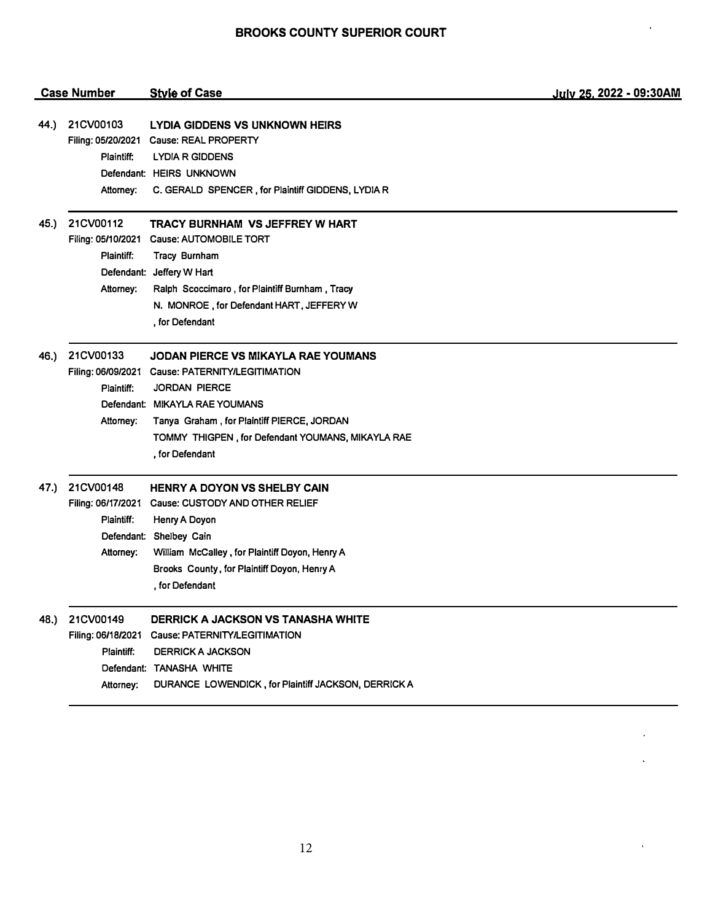# BROOKS COUNTY SUPERIOR COURT

| Case Number | Style of Case | July 25, 2022 - 09:30AM |
|---|---|---|

**44.) 21CV00103** — **LYDIA GIDDENS VS UNKNOWN HEIRS**

Filing: 05/20/2021 Cause: REAL PROPERTY

- Plaintiff: LYDIA R GIDDENS
- Defendant: HEIRS UNKNOWN
- Attorney: C. GERALD SPENCER , for Plaintiff GIDDENS, LYDIA R

---

**45.) 21CV00112** — **TRACY BURNHAM VS JEFFREY W HART**

Filing: 05/10/2021 Cause: AUTOMOBILE TORT

- Plaintiff: Tracy Burnham
- Defendant: Jeffery W Hart
- Attorney: Ralph Scoccimaro , for Plaintiff Burnham , Tracy
  N. MONROE , for Defendant HART, JEFFERY W
  , for Defendant

---

**46.) 21CV00133** — **JODAN PIERCE VS MIKAYLA RAE YOUMANS**

Filing: 06/09/2021 Cause: PATERNITY/LEGITIMATION

- Plaintiff: JORDAN PIERCE
- Defendant: MIKAYLA RAE YOUMANS
- Attorney: Tanya Graham , for Plaintiff PIERCE, JORDAN
  TOMMY THIGPEN , for Defendant YOUMANS, MIKAYLA RAE
  , for Defendant

---

**47.) 21CV00148** — **HENRY A DOYON VS SHELBY CAIN**

Filing: 06/17/2021 Cause: CUSTODY AND OTHER RELIEF

- Plaintiff: Henry A Doyon
- Defendant: Shelbey Cain
- Attorney: William McCalley , for Plaintiff Doyon, Henry A
  Brooks County, for Plaintiff Doyon, Henry A
  , for Defendant

---

**48.) 21CV00149** — **DERRICK A JACKSON VS TANASHA WHITE**

Filing: 06/18/2021 Cause: PATERNITY/LEGITIMATION

- Plaintiff: DERRICK A JACKSON
- Defendant: TANASHA WHITE
- Attorney: DURANCE LOWENDICK , for Plaintiff JACKSON, DERRICK A

---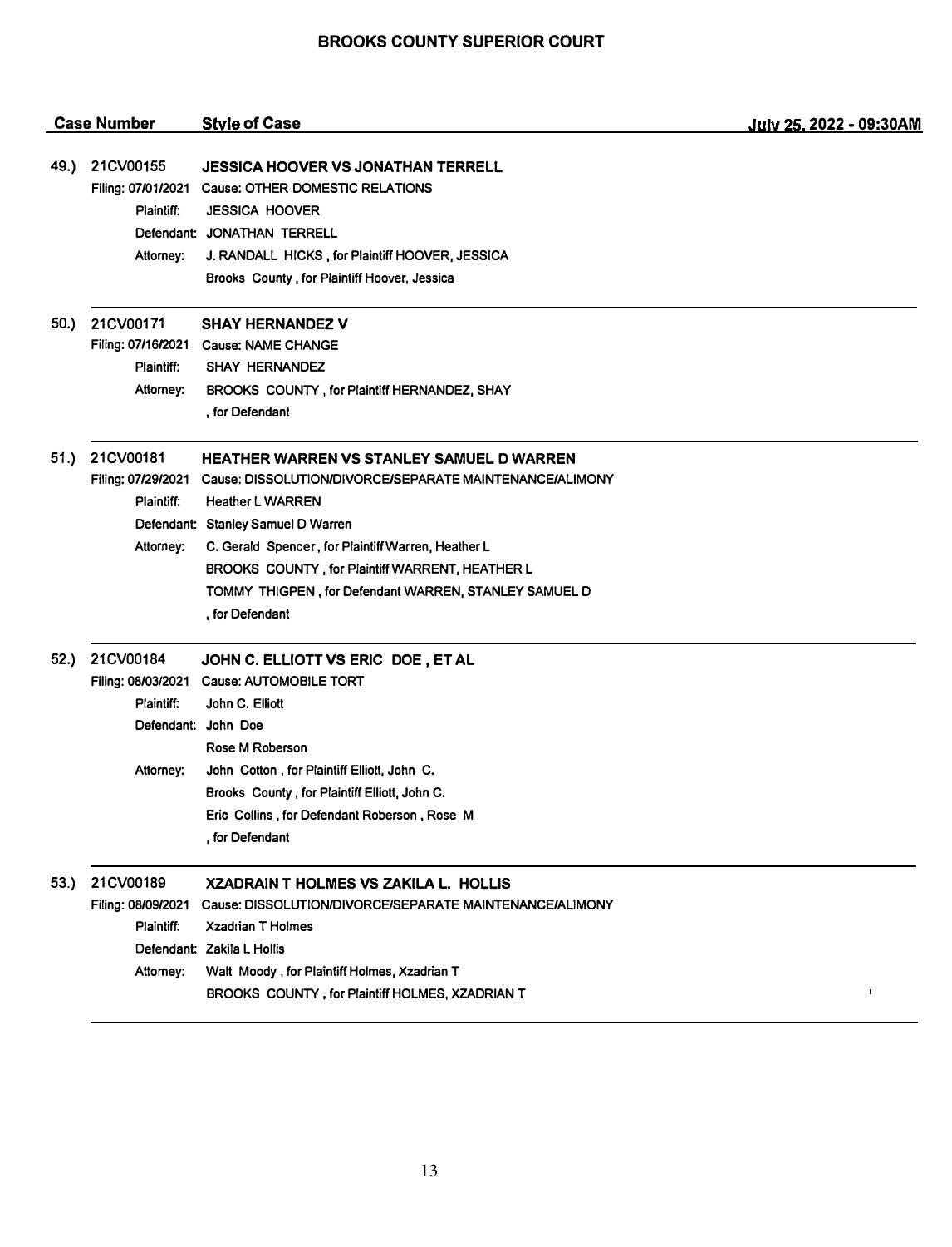**BROOKS COUNTY SUPERIOR COURT**

| Case Number | Style of Case | July 25, 2022 - 09:30AM |
|---|---|---|

**49.) 21CV00155** **JESSICA HOOVER VS JONATHAN TERRELL**

Filing: 07/01/2021 Cause: OTHER DOMESTIC RELATIONS

Plaintiff: JESSICA HOOVER

Defendant: JONATHAN TERRELL

Attorney: J. RANDALL HICKS , for Plaintiff HOOVER, JESSICA

Brooks County , for Plaintiff Hoover, Jessica

---

**50.) 21CV00171** **SHAY HERNANDEZ V**

Filing: 07/16/2021 Cause: NAME CHANGE

Plaintiff: SHAY HERNANDEZ

Attorney: BROOKS COUNTY , for Plaintiff HERNANDEZ, SHAY

, for Defendant

---

**51.) 21CV00181** **HEATHER WARREN VS STANLEY SAMUEL D WARREN**

Filing: 07/29/2021 Cause: DISSOLUTION/DIVORCE/SEPARATE MAINTENANCE/ALIMONY

Plaintiff: Heather L WARREN

Defendant: Stanley Samuel D Warren

Attorney: C. Gerald Spencer, for Plaintiff Warren, Heather L

BROOKS COUNTY , for Plaintiff WARRENT, HEATHER L

TOMMY THIGPEN , for Defendant WARREN, STANLEY SAMUEL D

, for Defendant

---

**52.) 21CV00184** **JOHN C. ELLIOTT VS ERIC DOE , ET AL**

Filing: 08/03/2021 Cause: AUTOMOBILE TORT

Plaintiff: John C. Elliott

Defendant: John Doe

Rose M Roberson

Attorney: John Cotton , for Plaintiff Elliott, John C.

Brooks County , for Plaintiff Elliott, John C.

Eric Collins , for Defendant Roberson , Rose M

, for Defendant

---

**53.) 21CV00189** **XZADRAIN T HOLMES VS ZAKILA L. HOLLIS**

Filing: 08/09/2021 Cause: DISSOLUTION/DIVORCE/SEPARATE MAINTENANCE/ALIMONY

Plaintiff: Xzadrian T Holmes

Defendant: Zakila L Hollis

Attorney: Walt Moody , for Plaintiff Holmes, Xzadrian T

BROOKS COUNTY , for Plaintiff HOLMES, XZADRIAN T

---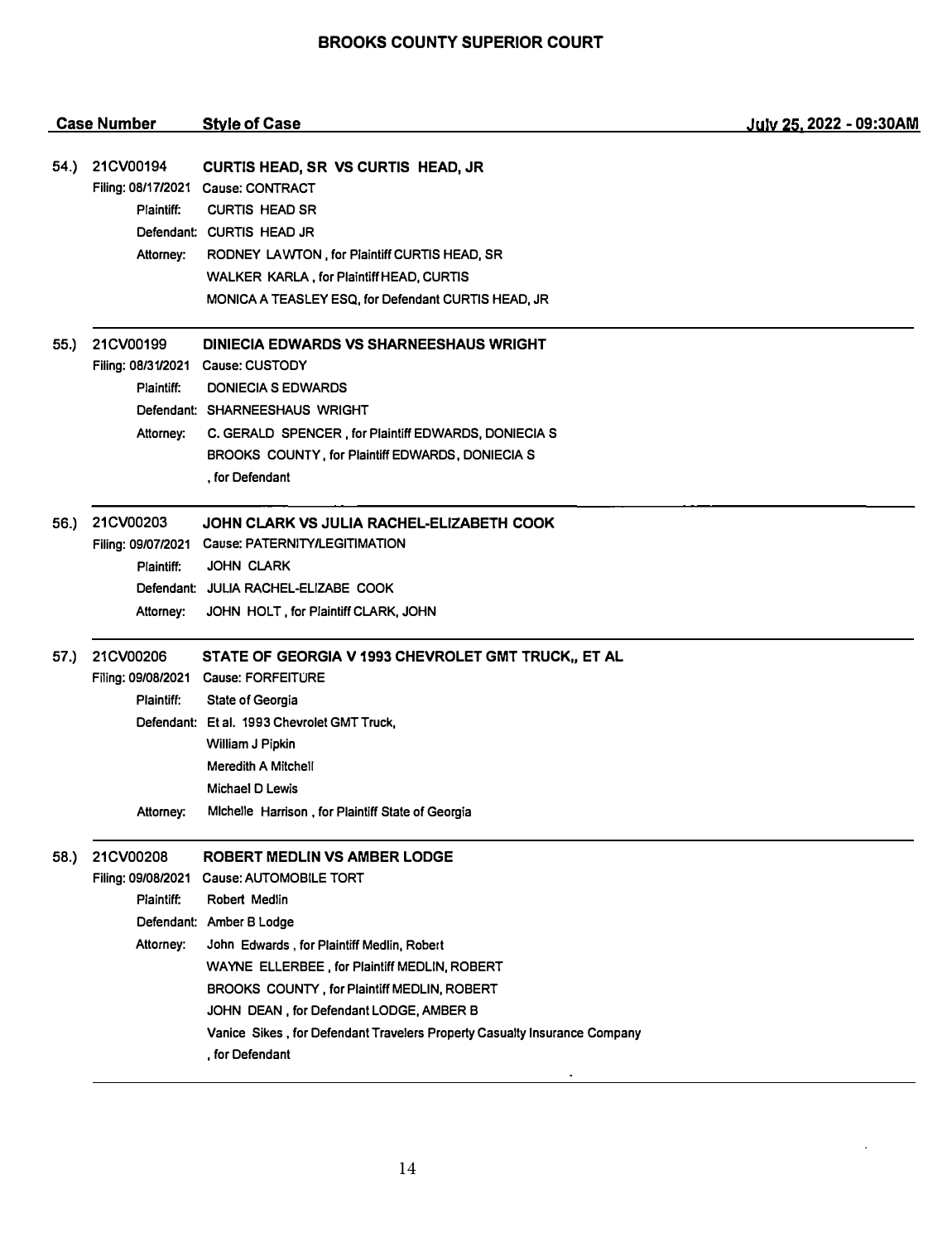# BROOKS COUNTY SUPERIOR COURT

**Case Number** | **Style of Case** | **July 25, 2022 - 09:30AM**

---

**54.) 21CV00194** — **CURTIS HEAD, SR VS CURTIS HEAD, JR**

Filing: 08/17/2021 Cause: CONTRACT

Plaintiff: CURTIS HEAD SR

Defendant: CURTIS HEAD JR

Attorney: RODNEY LAWTON , for Plaintiff CURTIS HEAD, SR

WALKER KARLA , for Plaintiff HEAD, CURTIS

MONICA A TEASLEY ESQ, for Defendant CURTIS HEAD, JR

---

**55.) 21CV00199** — **DINIECIA EDWARDS VS SHARNEESHAUS WRIGHT**

Filing: 08/31/2021 Cause: CUSTODY

Plaintiff: DONIECIA S EDWARDS

Defendant: SHARNEESHAUS WRIGHT

Attorney: C. GERALD SPENCER , for Plaintiff EDWARDS, DONIECIA S

BROOKS COUNTY , for Plaintiff EDWARDS, DONIECIA S

, for Defendant

---

**56.) 21CV00203** — **JOHN CLARK VS JULIA RACHEL-ELIZABETH COOK**

Filing: 09/07/2021 Cause: PATERNITY/LEGITIMATION

Plaintiff: JOHN CLARK

Defendant: JULIA RACHEL-ELIZABE COOK

Attorney: JOHN HOLT , for Plaintiff CLARK, JOHN

---

**57.) 21CV00206** — **STATE OF GEORGIA V 1993 CHEVROLET GMT TRUCK,, ET AL**

Filing: 09/08/2021 Cause: FORFEITURE

Plaintiff: State of Georgia

Defendant: Et al. 1993 Chevrolet GMT Truck,

William J Pipkin

Meredith A Mitchell

Michael D Lewis

Attorney: Michelle Harrison , for Plaintiff State of Georgia

---

**58.) 21CV00208** — **ROBERT MEDLIN VS AMBER LODGE**

Filing: 09/08/2021 Cause: AUTOMOBILE TORT

Plaintiff: Robert Medlin

Defendant: Amber B Lodge

Attorney: John Edwards , for Plaintiff Medlin, Robert

WAYNE ELLERBEE , for Plaintiff MEDLIN, ROBERT

BROOKS COUNTY , for Plaintiff MEDLIN, ROBERT

JOHN DEAN , for Defendant LODGE, AMBER B

Vanice Sikes , for Defendant Travelers Property Casualty Insurance Company

, for Defendant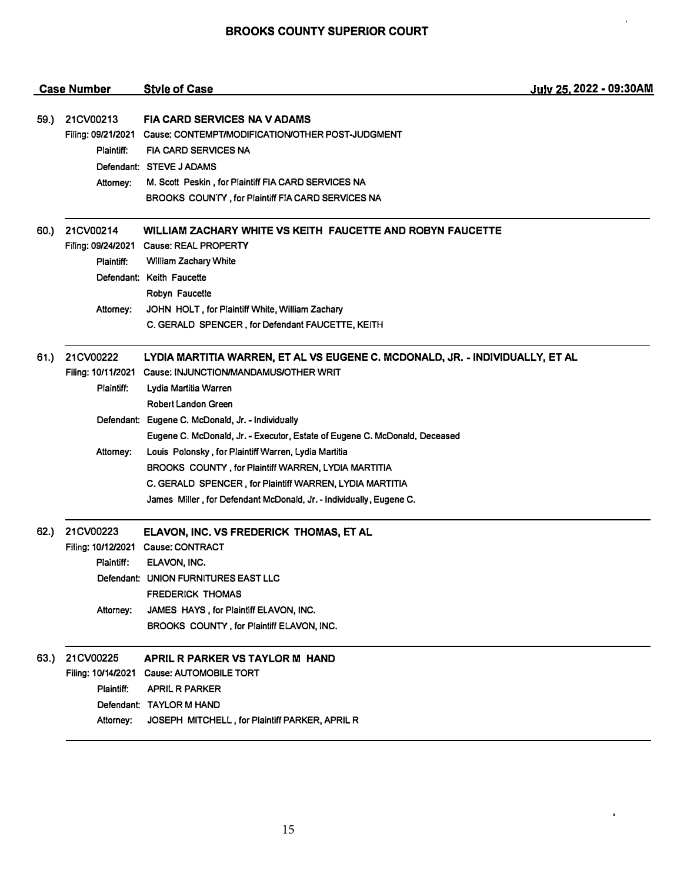# BROOKS COUNTY SUPERIOR COURT

**Case Number** | **Style of Case** | **July 25, 2022 - 09:30AM**

---

**59.) 21CV00213 — FIA CARD SERVICES NA V ADAMS**

Filing: 09/21/2021 Cause: CONTEMPT/MODIFICATION/OTHER POST-JUDGMENT

Plaintiff: FIA CARD SERVICES NA

Defendant: STEVE J ADAMS

Attorney: M. Scott Peskin , for Plaintiff FIA CARD SERVICES NA
BROOKS COUNTY , for Plaintiff FIA CARD SERVICES NA

---

**60.) 21CV00214 — WILLIAM ZACHARY WHITE VS KEITH FAUCETTE AND ROBYN FAUCETTE**

Filing: 09/24/2021 Cause: REAL PROPERTY

Plaintiff: William Zachary White

Defendant: Keith Faucette
Robyn Faucette

Attorney: JOHN HOLT , for Plaintiff White, William Zachary
C. GERALD SPENCER , for Defendant FAUCETTE, KEITH

---

**61.) 21CV00222 — LYDIA MARTITIA WARREN, ET AL VS EUGENE C. MCDONALD, JR. - INDIVIDUALLY, ET AL**

Filing: 10/11/2021 Cause: INJUNCTION/MANDAMUS/OTHER WRIT

Plaintiff: Lydia Martitia Warren
Robert Landon Green

Defendant: Eugene C. McDonald, Jr. - Individually
Eugene C. McDonald, Jr. - Executor, Estate of Eugene C. McDonald, Deceased

Attorney: Louis Polonsky , for Plaintiff Warren, Lydia Martitia
BROOKS COUNTY , for Plaintiff WARREN, LYDIA MARTITIA
C. GERALD SPENCER , for Plaintiff WARREN, LYDIA MARTITIA
James Miller , for Defendant McDonald, Jr. - Individually, Eugene C.

---

**62.) 21CV00223 — ELAVON, INC. VS FREDERICK THOMAS, ET AL**

Filing: 10/12/2021 Cause: CONTRACT

Plaintiff: ELAVON, INC.

Defendant: UNION FURNITURES EAST LLC
FREDERICK THOMAS

Attorney: JAMES HAYS , for Plaintiff ELAVON, INC.
BROOKS COUNTY , for Plaintiff ELAVON, INC.

---

**63.) 21CV00225 — APRIL R PARKER VS TAYLOR M HAND**

Filing: 10/14/2021 Cause: AUTOMOBILE TORT

Plaintiff: APRIL R PARKER

Defendant: TAYLOR M HAND

Attorney: JOSEPH MITCHELL , for Plaintiff PARKER, APRIL R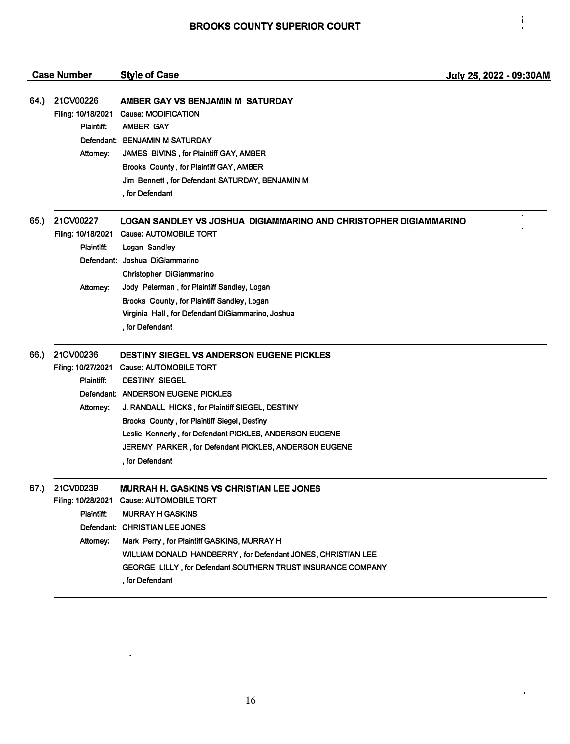# BROOKS COUNTY SUPERIOR COURT

| Case Number | Style of Case | July 25, 2022 - 09:30AM |
|---|---|---|

**64.) 21CV00226** — **AMBER GAY VS BENJAMIN M SATURDAY**

Filing: 10/18/2021 Cause: MODIFICATION

- Plaintiff: AMBER GAY
- Defendant: BENJAMIN M SATURDAY
- Attorney:
  - JAMES BIVINS , for Plaintiff GAY, AMBER
  - Brooks County , for Plaintiff GAY, AMBER
  - Jim Bennett , for Defendant SATURDAY, BENJAMIN M
  - , for Defendant

---

**65.) 21CV00227** — **LOGAN SANDLEY VS JOSHUA DIGIAMMARINO AND CHRISTOPHER DIGIAMMARINO**

Filing: 10/18/2021 Cause: AUTOMOBILE TORT

- Plaintiff: Logan Sandley
- Defendant: Joshua DiGiammarino
  - Christopher DiGiammarino
- Attorney:
  - Jody Peterman , for Plaintiff Sandley, Logan
  - Brooks County , for Plaintiff Sandley, Logan
  - Virginia Hall , for Defendant DiGiammarino, Joshua
  - , for Defendant

---

**66.) 21CV00236** — **DESTINY SIEGEL VS ANDERSON EUGENE PICKLES**

Filing: 10/27/2021 Cause: AUTOMOBILE TORT

- Plaintiff: DESTINY SIEGEL
- Defendant: ANDERSON EUGENE PICKLES
- Attorney:
  - J. RANDALL HICKS , for Plaintiff SIEGEL, DESTINY
  - Brooks County , for Plaintiff Siegel, Destiny
  - Leslie Kennerly , for Defendant PICKLES, ANDERSON EUGENE
  - JEREMY PARKER , for Defendant PICKLES, ANDERSON EUGENE
  - , for Defendant

---

**67.) 21CV00239** — **MURRAH H. GASKINS VS CHRISTIAN LEE JONES**

Filing: 10/28/2021 Cause: AUTOMOBILE TORT

- Plaintiff: MURRAY H GASKINS
- Defendant: CHRISTIAN LEE JONES
- Attorney:
  - Mark Perry , for Plaintiff GASKINS, MURRAY H
  - WILLIAM DONALD HANDBERRY , for Defendant JONES, CHRISTIAN LEE
  - GEORGE LILLY , for Defendant SOUTHERN TRUST INSURANCE COMPANY
  - , for Defendant

---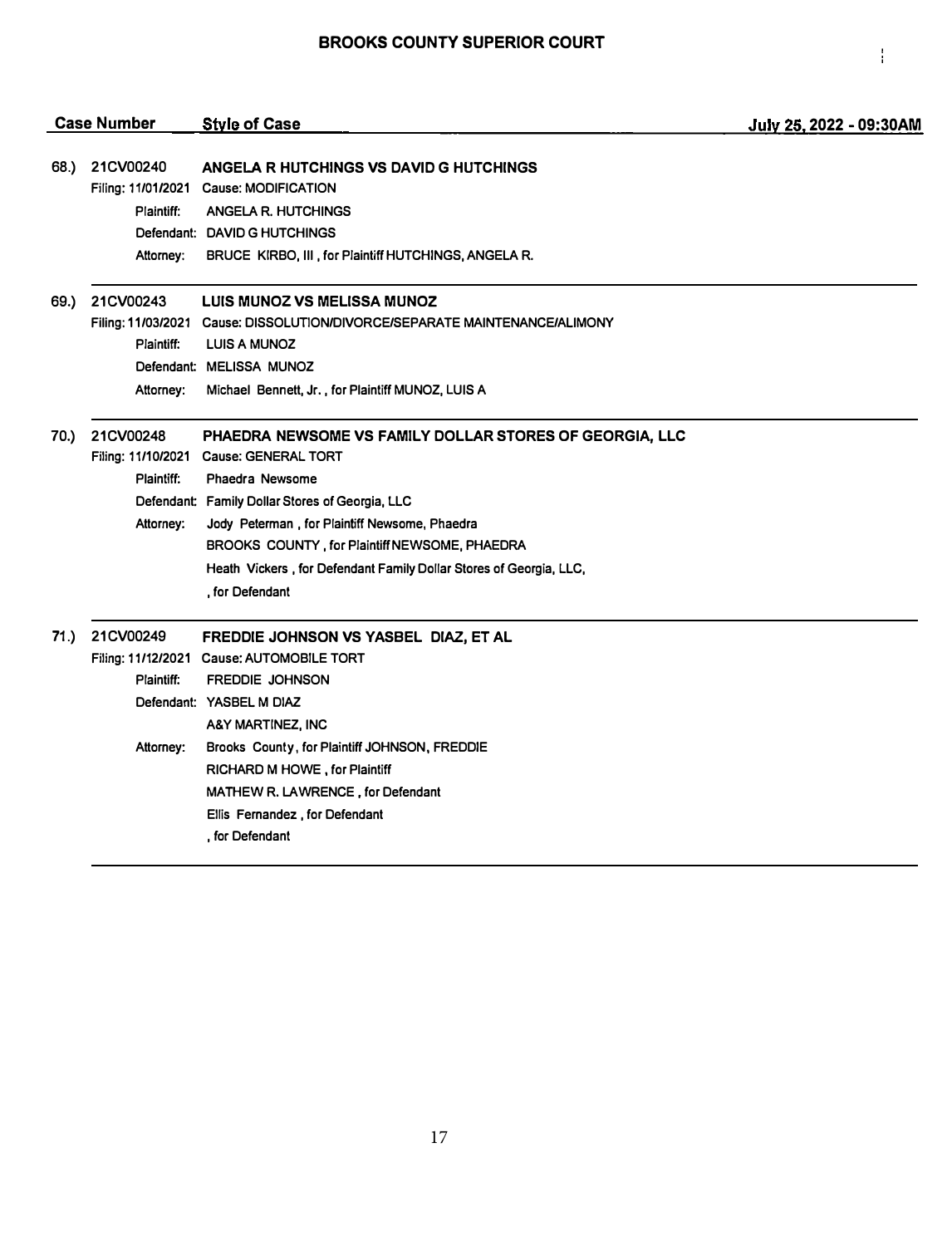**BROOKS COUNTY SUPERIOR COURT**

| Case Number | Style of Case | July 25, 2022 - 09:30AM |
|---|---|---|

**68.) 21CV00240 ANGELA R HUTCHINGS VS DAVID G HUTCHINGS**

Filing: 11/01/2021 Cause: MODIFICATION

Plaintiff: ANGELA R. HUTCHINGS

Defendant: DAVID G HUTCHINGS

Attorney: BRUCE KIRBO, III , for Plaintiff HUTCHINGS, ANGELA R.

---

**69.) 21CV00243 LUIS MUNOZ VS MELISSA MUNOZ**

Filing: 11/03/2021 Cause: DISSOLUTION/DIVORCE/SEPARATE MAINTENANCE/ALIMONY

Plaintiff: LUIS A MUNOZ

Defendant: MELISSA MUNOZ

Attorney: Michael Bennett, Jr. , for Plaintiff MUNOZ, LUIS A

---

**70.) 21CV00248 PHAEDRA NEWSOME VS FAMILY DOLLAR STORES OF GEORGIA, LLC**

Filing: 11/10/2021 Cause: GENERAL TORT

Plaintiff: Phaedra Newsome

Defendant: Family Dollar Stores of Georgia, LLC

Attorney: Jody Peterman , for Plaintiff Newsome, Phaedra

BROOKS COUNTY , for Plaintiff NEWSOME, PHAEDRA

Heath Vickers , for Defendant Family Dollar Stores of Georgia, LLC,

, for Defendant

---

**71.) 21CV00249 FREDDIE JOHNSON VS YASBEL DIAZ, ET AL**

Filing: 11/12/2021 Cause: AUTOMOBILE TORT

Plaintiff: FREDDIE JOHNSON

Defendant: YASBEL M DIAZ

A&Y MARTINEZ, INC

Attorney: Brooks County, for Plaintiff JOHNSON, FREDDIE

RICHARD M HOWE , for Plaintiff

MATHEW R. LAWRENCE , for Defendant

Ellis Fernandez , for Defendant

, for Defendant

---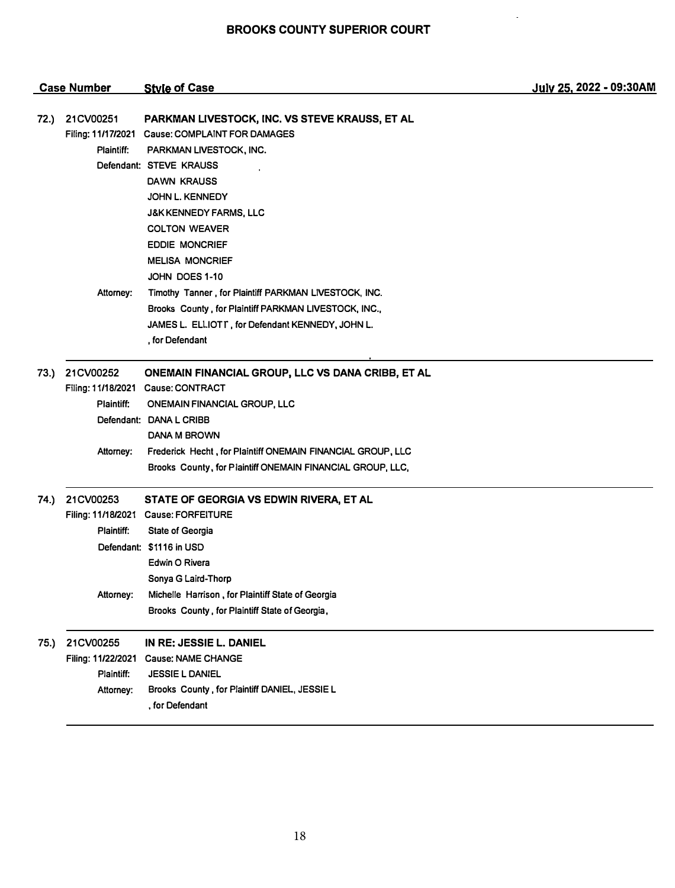## BROOKS COUNTY SUPERIOR COURT

| Case Number | Style of Case | July 25, 2022 - 09:30AM |
|---|---|---|

**72.) 21CV00251** **PARKMAN LIVESTOCK, INC. VS STEVE KRAUSS, ET AL**

Filing: 11/17/2021 Cause: COMPLAINT FOR DAMAGES

Plaintiff: PARKMAN LIVESTOCK, INC.

Defendant: STEVE KRAUSS
DAWN KRAUSS
JOHN L. KENNEDY
J&K KENNEDY FARMS, LLC
COLTON WEAVER
EDDIE MONCRIEF
MELISA MONCRIEF
JOHN DOES 1-10

Attorney: Timothy Tanner , for Plaintiff PARKMAN LIVESTOCK, INC.
Brooks County , for Plaintiff PARKMAN LIVESTOCK, INC.,
JAMES L. ELLIOTT , for Defendant KENNEDY, JOHN L.
, for Defendant

---

**73.) 21CV00252** **ONEMAIN FINANCIAL GROUP, LLC VS DANA CRIBB, ET AL**

Filing: 11/18/2021 Cause: CONTRACT

Plaintiff: ONEMAIN FINANCIAL GROUP, LLC

Defendant: DANA L CRIBB
DANA M BROWN

Attorney: Frederick Hecht , for Plaintiff ONEMAIN FINANCIAL GROUP, LLC
Brooks County, for Plaintiff ONEMAIN FINANCIAL GROUP, LLC,

---

**74.) 21CV00253** **STATE OF GEORGIA VS EDWIN RIVERA, ET AL**

Filing: 11/18/2021 Cause: FORFEITURE

Plaintiff: State of Georgia

Defendant: $1116 in USD
Edwin O Rivera
Sonya G Laird-Thorp

Attorney: Michelle Harrison , for Plaintiff State of Georgia
Brooks County , for Plaintiff State of Georgia,

---

**75.) 21CV00255** **IN RE: JESSIE L. DANIEL**

Filing: 11/22/2021 Cause: NAME CHANGE

Plaintiff: JESSIE L DANIEL

Attorney: Brooks County , for Plaintiff DANIEL, JESSIE L
, for Defendant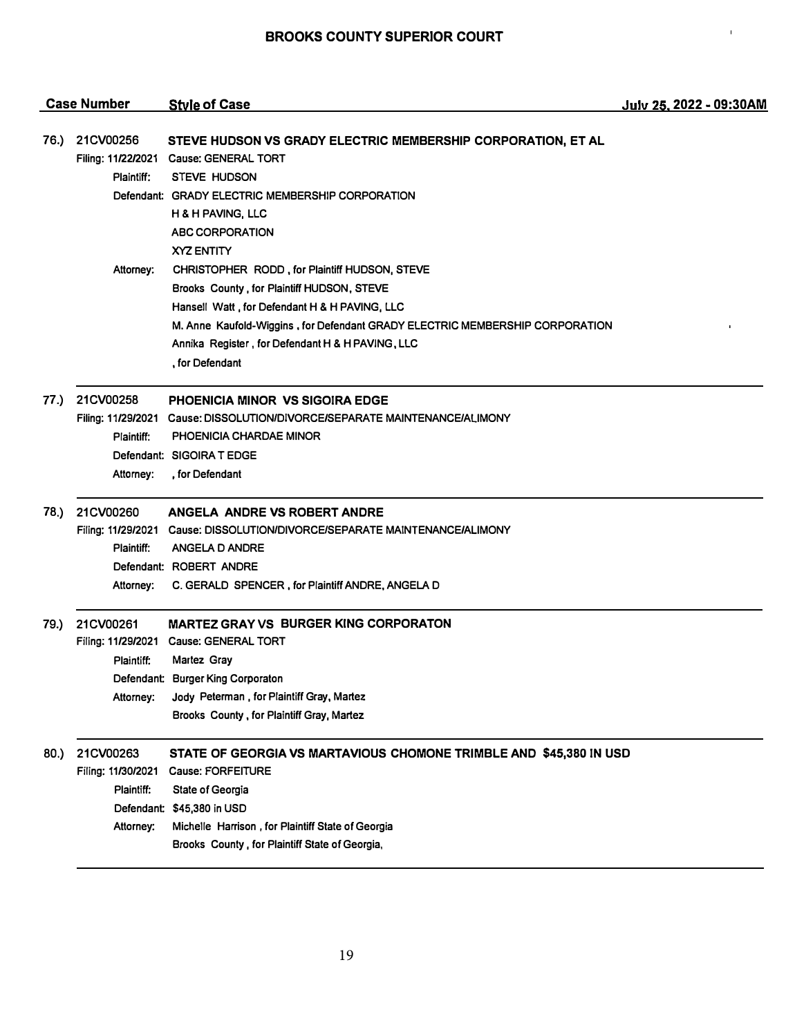## BROOKS COUNTY SUPERIOR COURT

| Case Number | Style of Case | July 25, 2022 - 09:30AM |
|---|---|---|

**76.) 21CV00256 — STEVE HUDSON VS GRADY ELECTRIC MEMBERSHIP CORPORATION, ET AL**

Filing: 11/22/2021 Cause: GENERAL TORT

Plaintiff: STEVE HUDSON

Defendant: GRADY ELECTRIC MEMBERSHIP CORPORATION
H & H PAVING, LLC
ABC CORPORATION
XYZ ENTITY

Attorney: CHRISTOPHER RODD , for Plaintiff HUDSON, STEVE
Brooks County , for Plaintiff HUDSON, STEVE
Hansell Watt , for Defendant H & H PAVING, LLC
M. Anne Kaufold-Wiggins , for Defendant GRADY ELECTRIC MEMBERSHIP CORPORATION
Annika Register , for Defendant H & H PAVING, LLC
, for Defendant

---

**77.) 21CV00258 — PHOENICIA MINOR VS SIGOIRA EDGE**

Filing: 11/29/2021 Cause: DISSOLUTION/DIVORCE/SEPARATE MAINTENANCE/ALIMONY

Plaintiff: PHOENICIA CHARDAE MINOR

Defendant: SIGOIRA T EDGE

Attorney: , for Defendant

---

**78.) 21CV00260 — ANGELA ANDRE VS ROBERT ANDRE**

Filing: 11/29/2021 Cause: DISSOLUTION/DIVORCE/SEPARATE MAINTENANCE/ALIMONY

Plaintiff: ANGELA D ANDRE

Defendant: ROBERT ANDRE

Attorney: C. GERALD SPENCER , for Plaintiff ANDRE, ANGELA D

---

**79.) 21CV00261 — MARTEZ GRAY VS BURGER KING CORPORATON**

Filing: 11/29/2021 Cause: GENERAL TORT

Plaintiff: Martez Gray

Defendant: Burger King Corporaton

Attorney: Jody Peterman , for Plaintiff Gray, Martez
Brooks County , for Plaintiff Gray, Martez

---

**80.) 21CV00263 — STATE OF GEORGIA VS MARTAVIOUS CHOMONE TRIMBLE AND $45,380 IN USD**

Filing: 11/30/2021 Cause: FORFEITURE

Plaintiff: State of Georgia

Defendant: $45,380 in USD

Attorney: Michelle Harrison , for Plaintiff State of Georgia
Brooks County , for Plaintiff State of Georgia,

---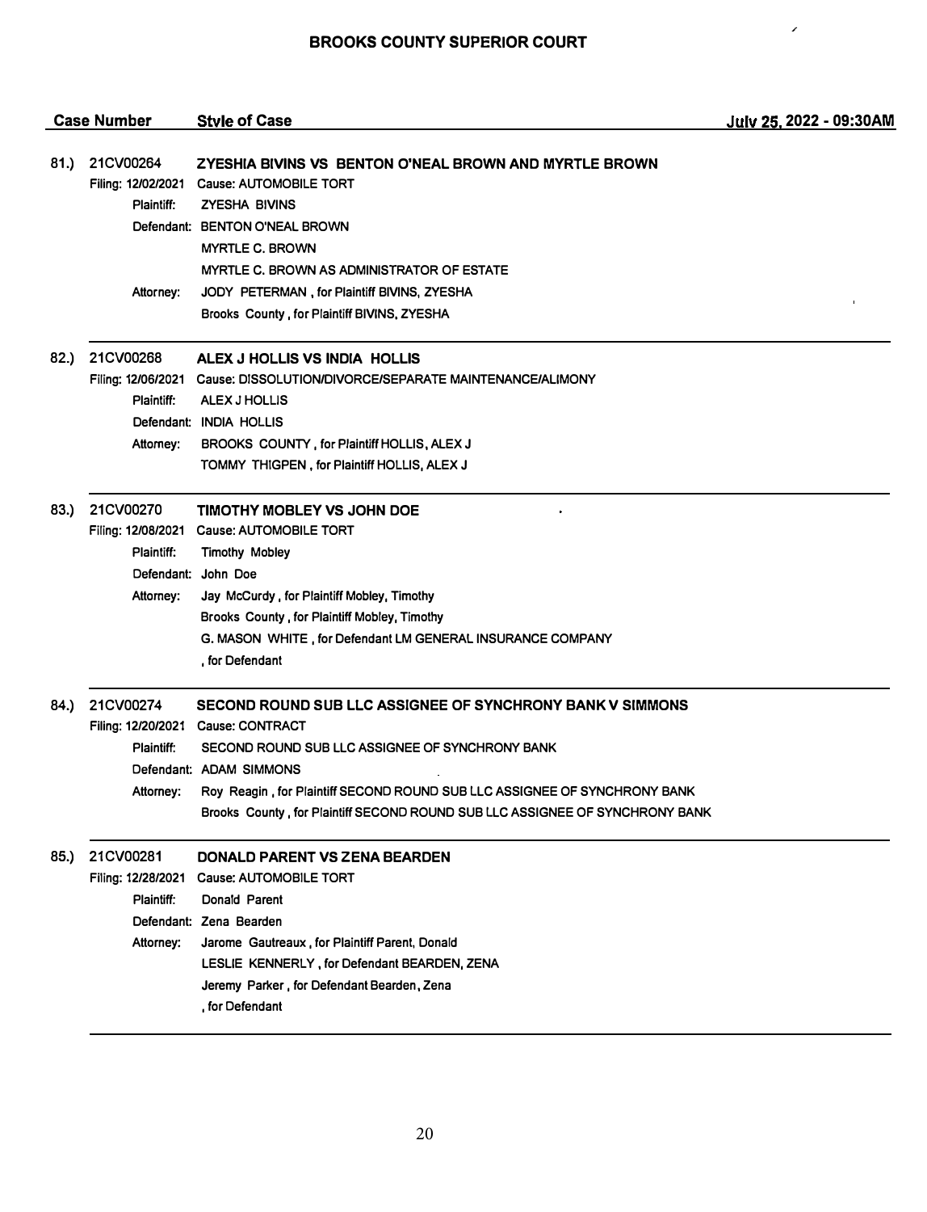# BROOKS COUNTY SUPERIOR COURT

| Case Number | Style of Case | July 25, 2022 - 09:30AM |
|---|---|---|

**81.) 21CV00264 — ZYESHIA BIVINS VS BENTON O'NEAL BROWN AND MYRTLE BROWN**

Filing: 12/02/2021 Cause: AUTOMOBILE TORT

Plaintiff: ZYESHA BIVINS

Defendant: BENTON O'NEAL BROWN
MYRTLE C. BROWN
MYRTLE C. BROWN AS ADMINISTRATOR OF ESTATE

Attorney: JODY PETERMAN , for Plaintiff BIVINS, ZYESHA
Brooks County , for Plaintiff BIVINS, ZYESHA

---

**82.) 21CV00268 — ALEX J HOLLIS VS INDIA HOLLIS**

Filing: 12/06/2021 Cause: DISSOLUTION/DIVORCE/SEPARATE MAINTENANCE/ALIMONY

Plaintiff: ALEX J HOLLIS

Defendant: INDIA HOLLIS

Attorney: BROOKS COUNTY , for Plaintiff HOLLIS, ALEX J
TOMMY THIGPEN , for Plaintiff HOLLIS, ALEX J

---

**83.) 21CV00270 — TIMOTHY MOBLEY VS JOHN DOE**

Filing: 12/08/2021 Cause: AUTOMOBILE TORT

Plaintiff: Timothy Mobley

Defendant: John Doe

Attorney: Jay McCurdy , for Plaintiff Mobley, Timothy
Brooks County , for Plaintiff Mobley, Timothy
G. MASON WHITE , for Defendant LM GENERAL INSURANCE COMPANY
, for Defendant

---

**84.) 21CV00274 — SECOND ROUND SUB LLC ASSIGNEE OF SYNCHRONY BANK V SIMMONS**

Filing: 12/20/2021 Cause: CONTRACT

Plaintiff: SECOND ROUND SUB LLC ASSIGNEE OF SYNCHRONY BANK

Defendant: ADAM SIMMONS

Attorney: Roy Reagin , for Plaintiff SECOND ROUND SUB LLC ASSIGNEE OF SYNCHRONY BANK
Brooks County , for Plaintiff SECOND ROUND SUB LLC ASSIGNEE OF SYNCHRONY BANK

---

**85.) 21CV00281 — DONALD PARENT VS ZENA BEARDEN**

Filing: 12/28/2021 Cause: AUTOMOBILE TORT

Plaintiff: Donald Parent

Defendant: Zena Bearden

Attorney: Jarome Gautreaux , for Plaintiff Parent, Donald
LESLIE KENNERLY , for Defendant BEARDEN, ZENA
Jeremy Parker , for Defendant Bearden, Zena
, for Defendant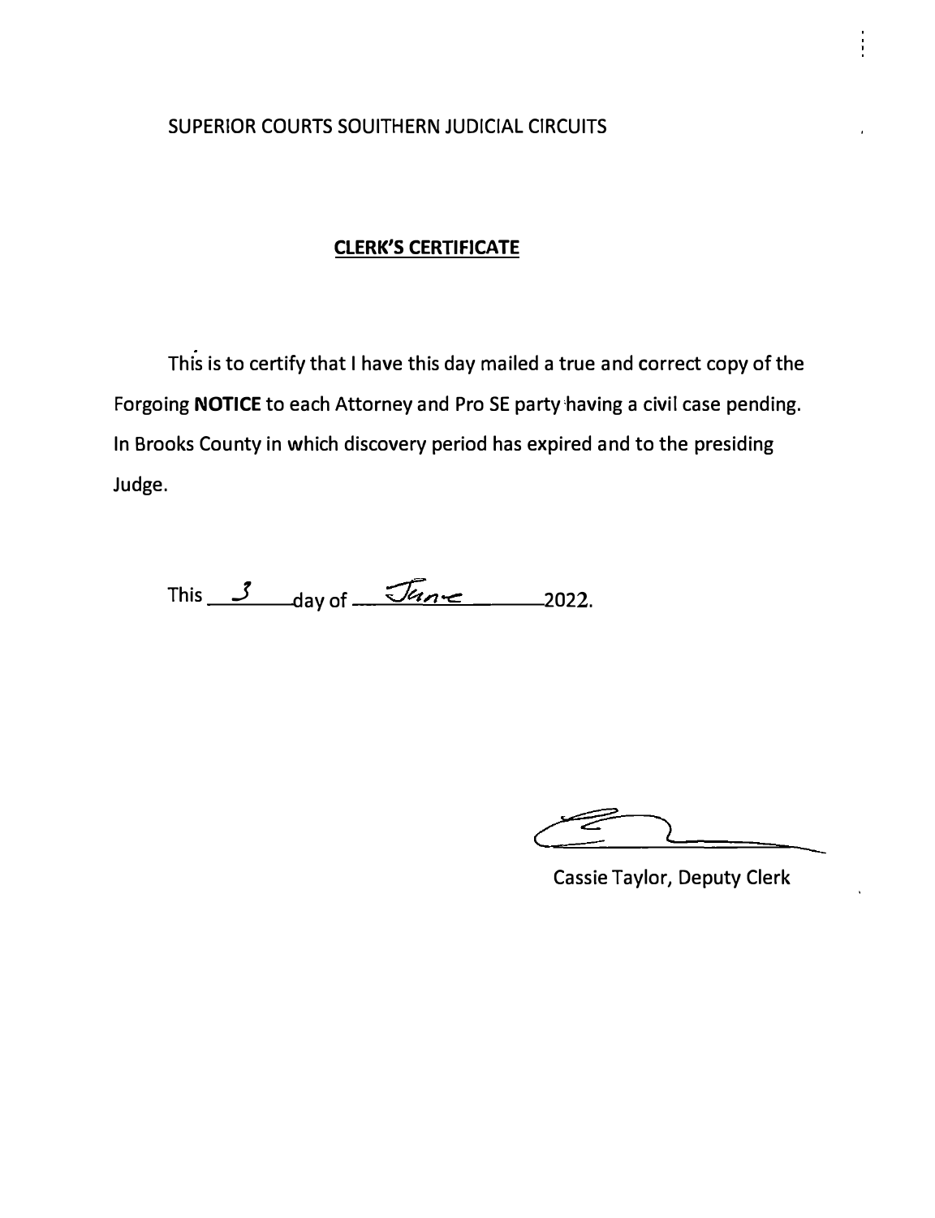SUPERIOR COURTS SOUITHERN JUDICIAL CIRCUITS

## **CLERK'S CERTIFICATE**

This is to certify that I have this day mailed a true and correct copy of the Forgoing **NOTICE** to each Attorney and Pro SE party having a civil case pending. In Brooks County in which discovery period has expired and to the presiding Judge.

This 3 day of June 2022.

Cassie Taylor, Deputy Clerk